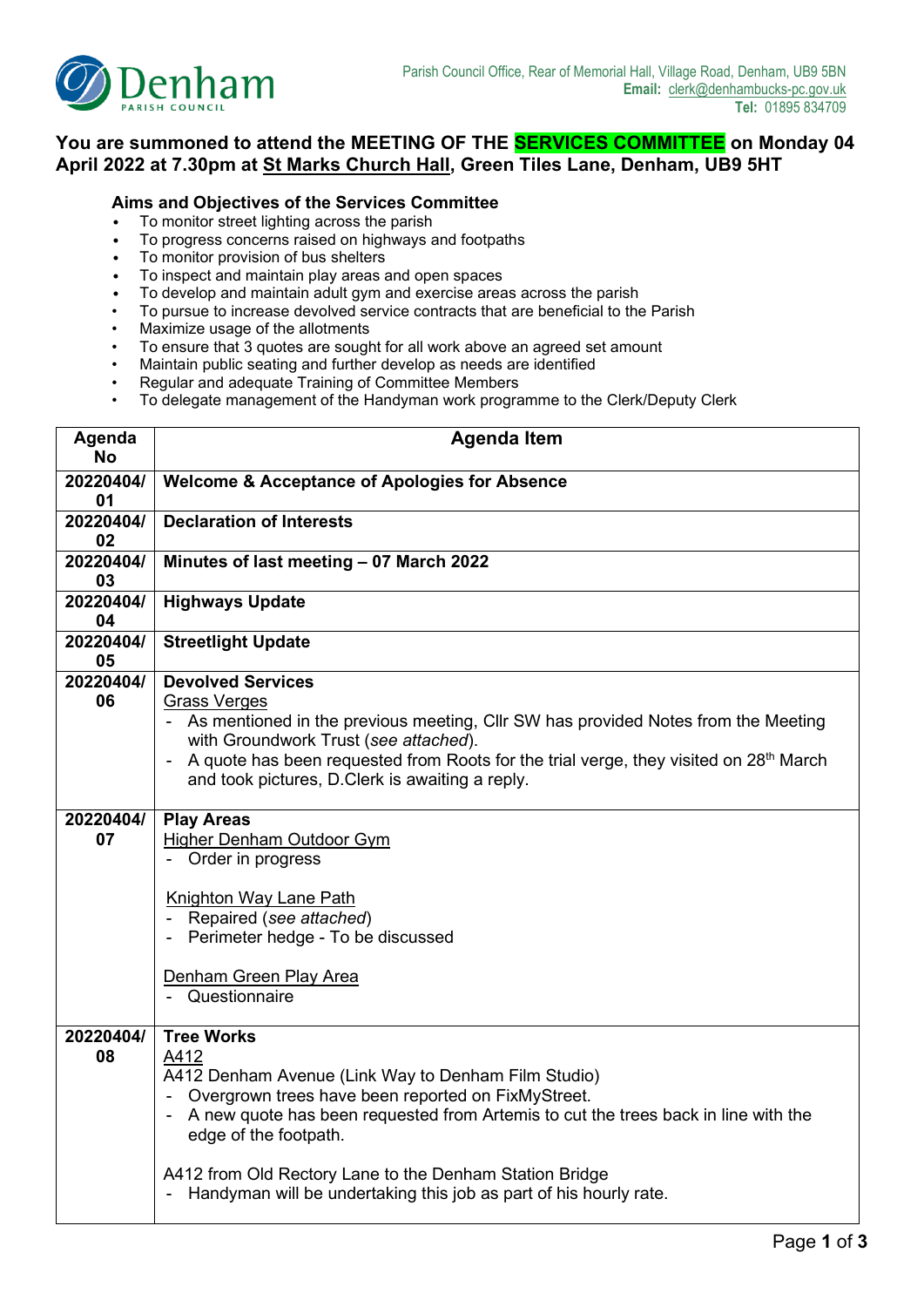Denham
PARISH COUNCIL

Parish Council Office, Rear of Memorial Hall, Village Road, Denham, UB9 5BN
**Email:** clerk@denhambucks-pc.gov.uk
**Tel:** 01895 834709

## You are summoned to attend the MEETING OF THE SERVICES COMMITTEE on Monday 04 April 2022 at 7.30pm at St Marks Church Hall, Green Tiles Lane, Denham, UB9 5HT

### Aims and Objectives of the Services Committee

- To monitor street lighting across the parish
- To progress concerns raised on highways and footpaths
- To monitor provision of bus shelters
- To inspect and maintain play areas and open spaces
- To develop and maintain adult gym and exercise areas across the parish
- To pursue to increase devolved service contracts that are beneficial to the Parish
- Maximize usage of the allotments
- To ensure that 3 quotes are sought for all work above an agreed set amount
- Maintain public seating and further develop as needs are identified
- Regular and adequate Training of Committee Members
- To delegate management of the Handyman work programme to the Clerk/Deputy Clerk

| Agenda No | Agenda Item |
|---|---|
| 20220404/01 | **Welcome & Acceptance of Apologies for Absence** |
| 20220404/02 | **Declaration of Interests** |
| 20220404/03 | **Minutes of last meeting – 07 March 2022** |
| 20220404/04 | **Highways Update** |
| 20220404/05 | **Streetlight Update** |
| 20220404/06 | **Devolved Services**<br>Grass Verges<br>- As mentioned in the previous meeting, Cllr SW has provided Notes from the Meeting with Groundwork Trust (*see attached*).<br>- A quote has been requested from Roots for the trial verge, they visited on 28th March and took pictures, D.Clerk is awaiting a reply. |
| 20220404/07 | **Play Areas**<br>Higher Denham Outdoor Gym<br>- Order in progress<br><br>Knighton Way Lane Path<br>- Repaired (*see attached*)<br>- Perimeter hedge - To be discussed<br><br>Denham Green Play Area<br>- Questionnaire |
| 20220404/08 | **Tree Works**<br>A412<br>A412 Denham Avenue (Link Way to Denham Film Studio)<br>- Overgrown trees have been reported on FixMyStreet.<br>- A new quote has been requested from Artemis to cut the trees back in line with the edge of the footpath.<br><br>A412 from Old Rectory Lane to the Denham Station Bridge<br>- Handyman will be undertaking this job as part of his hourly rate. |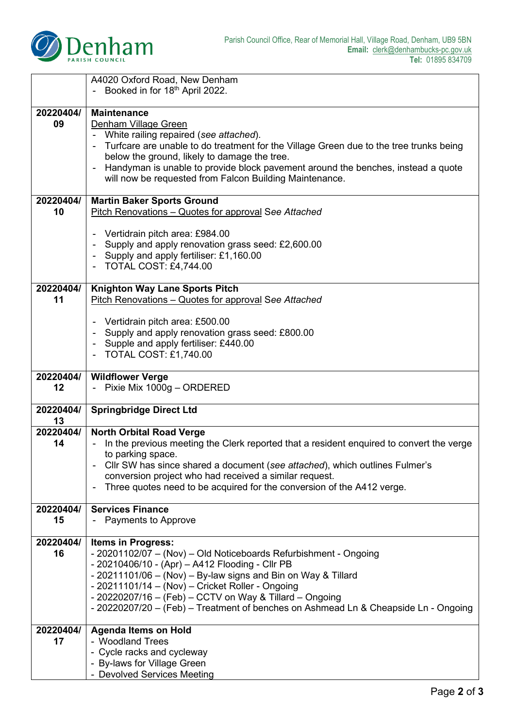| | |
|---|---|
| | A4020 Oxford Road, New Denham<br>- Booked in for 18th April 2022. |
| 20220404/09 | **Maintenance**<br>Denham Village Green<br>- White railing repaired (*see attached*).<br>- Turfcare are unable to do treatment for the Village Green due to the tree trunks being below the ground, likely to damage the tree.<br>- Handyman is unable to provide block pavement around the benches, instead a quote will now be requested from Falcon Building Maintenance. |
| 20220404/10 | **Martin Baker Sports Ground**<br>Pitch Renovations – Quotes for approval *See Attached*<br><br>- Vertidrain pitch area: £984.00<br>- Supply and apply renovation grass seed: £2,600.00<br>- Supply and apply fertiliser: £1,160.00<br>- TOTAL COST: £4,744.00 |
| 20220404/11 | **Knighton Way Lane Sports Pitch**<br>Pitch Renovations – Quotes for approval *See Attached*<br><br>- Vertidrain pitch area: £500.00<br>- Supply and apply renovation grass seed: £800.00<br>- Supple and apply fertiliser: £440.00<br>- TOTAL COST: £1,740.00 |
| 20220404/12 | **Wildflower Verge**<br>- Pixie Mix 1000g – ORDERED |
| 20220404/13 | **Springbridge Direct Ltd** |
| 20220404/14 | **North Orbital Road Verge**<br>- In the previous meeting the Clerk reported that a resident enquired to convert the verge to parking space.<br>- Cllr SW has since shared a document (*see attached*), which outlines Fulmer's conversion project who had received a similar request.<br>- Three quotes need to be acquired for the conversion of the A412 verge. |
| 20220404/15 | **Services Finance**<br>- Payments to Approve |
| 20220404/16 | **Items in Progress:**<br>- 20201102/07 – (Nov) – Old Noticeboards Refurbishment - Ongoing<br>- 20210406/10 - (Apr) – A412 Flooding - Cllr PB<br>- 20211101/06 – (Nov) – By-law signs and Bin on Way & Tillard<br>- 20211101/14 – (Nov) – Cricket Roller - Ongoing<br>- 20220207/16 – (Feb) – CCTV on Way & Tillard – Ongoing<br>- 20220207/20 – (Feb) – Treatment of benches on Ashmead Ln & Cheapside Ln - Ongoing |
| 20220404/17 | **Agenda Items on Hold**<br>- Woodland Trees<br>- Cycle racks and cycleway<br>- By-laws for Village Green<br>- Devolved Services Meeting |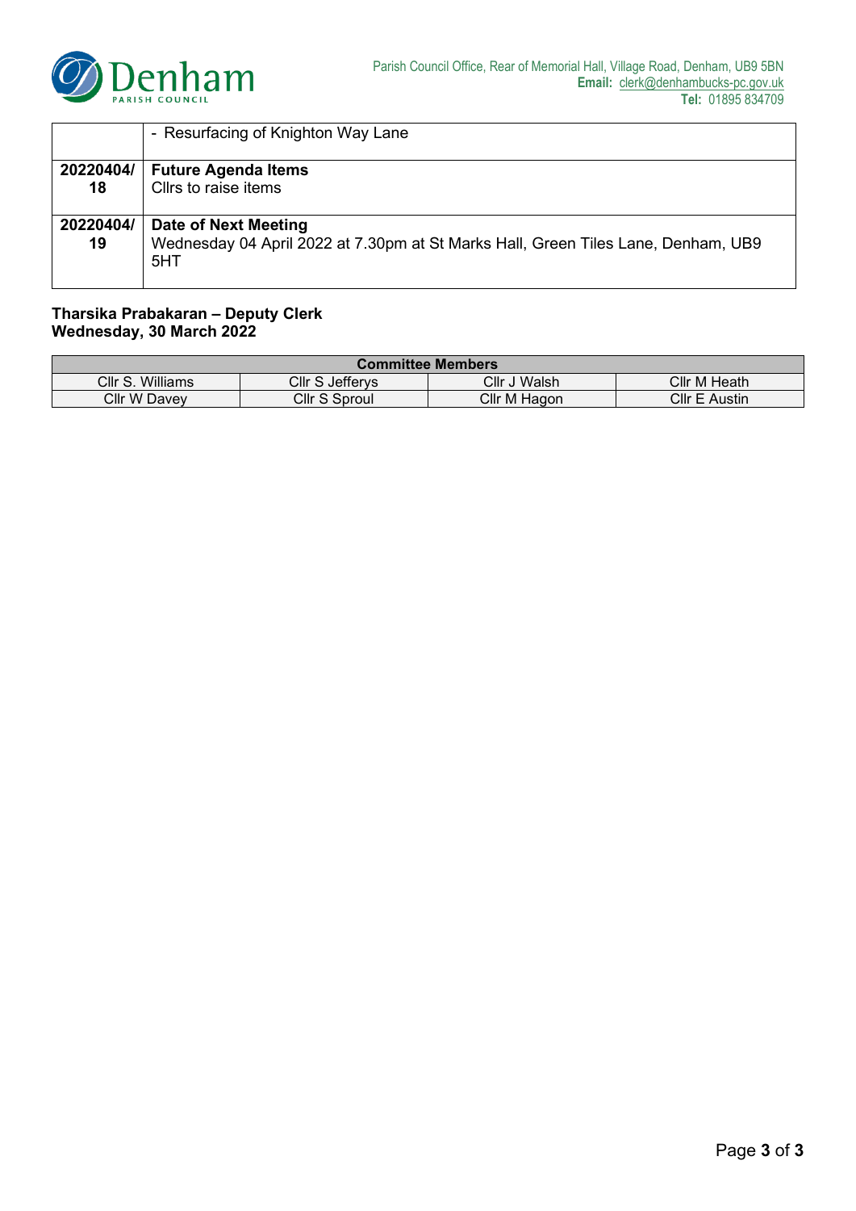| | |
|---|---|
| | - Resurfacing of Knighton Way Lane |
| **20220404/ 18** | **Future Agenda Items**<br>Cllrs to raise items |
| **20220404/ 19** | **Date of Next Meeting**<br>Wednesday 04 April 2022 at 7.30pm at St Marks Hall, Green Tiles Lane, Denham, UB9 5HT |

**Tharsika Prabakaran – Deputy Clerk**
**Wednesday, 30 March 2022**

| **Committee Members** | | | |
|---|---|---|---|
| Cllr S. Williams | Cllr S Jefferys | Cllr J Walsh | Cllr M Heath |
| Cllr W Davey | Cllr S Sproul | Cllr M Hagon | Cllr E Austin |